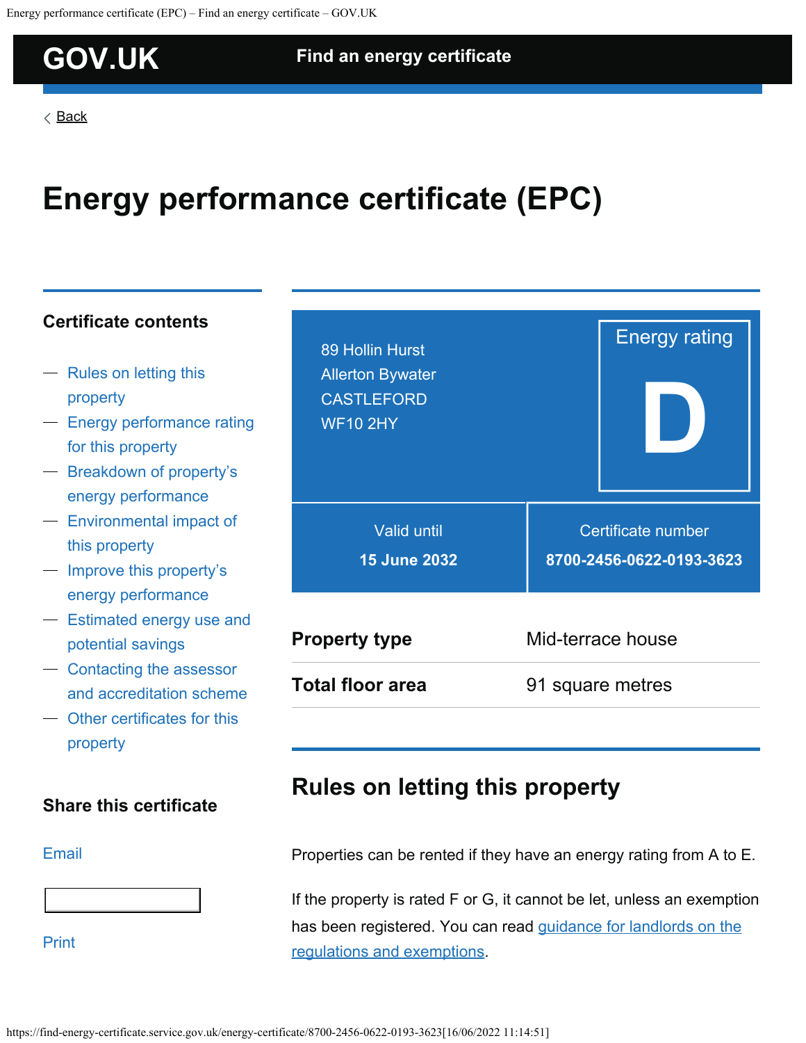GOV.UK

Find an energy certificate

Back

# Energy performance certificate (EPC)

### Certificate contents

- Rules on letting this property
- Energy performance rating for this property
- Breakdown of property's energy performance
- Environmental impact of this property
- Improve this property's energy performance
- Estimated energy use and potential savings
- Contacting the assessor and accreditation scheme
- Other certificates for this property

### Share this certificate

Email

Print

89 Hollin Hurst
Allerton Bywater
CASTLEFORD
WF10 2HY

Energy rating

**D**

| Valid until | Certificate number |
|---|---|
| **15 June 2032** | **8700-2456-0622-0193-3623** |

| | |
|---|---|
| **Property type** | Mid-terrace house |
| **Total floor area** | 91 square metres |

## Rules on letting this property

Properties can be rented if they have an energy rating from A to E.

If the property is rated F or G, it cannot be let, unless an exemption has been registered. You can read guidance for landlords on the regulations and exemptions.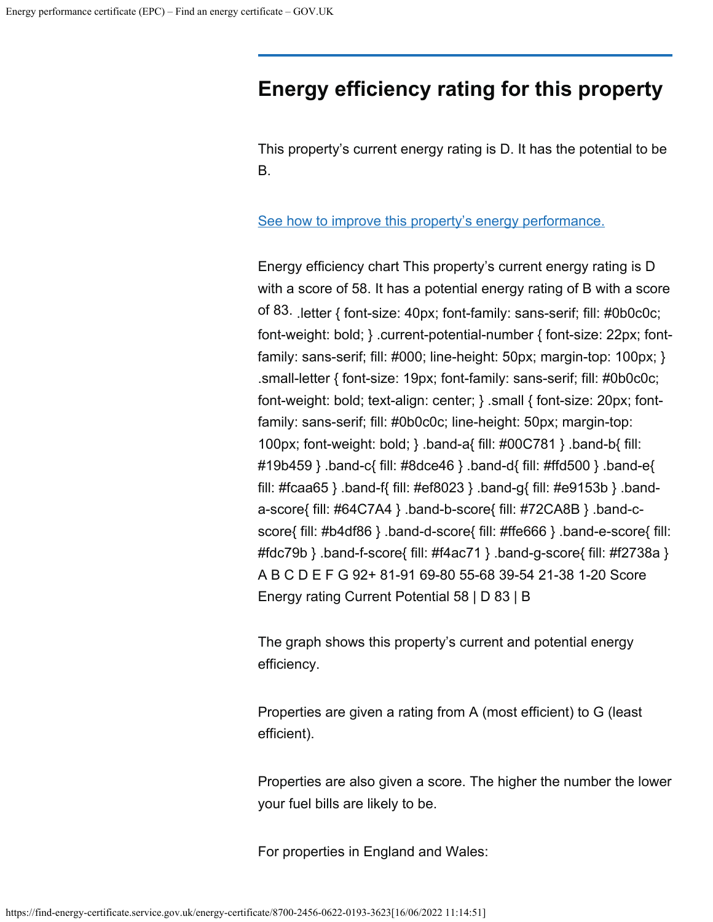## Energy efficiency rating for this property

This property's current energy rating is D. It has the potential to be B.

[See how to improve this property's energy performance.](#)

Energy efficiency chart This property's current energy rating is D with a score of 58. It has a potential energy rating of B with a score of 83. .letter { font-size: 40px; font-family: sans-serif; fill: #0b0c0c; font-weight: bold; } .current-potential-number { font-size: 22px; font-family: sans-serif; fill: #000; line-height: 50px; margin-top: 100px; } .small-letter { font-size: 19px; font-family: sans-serif; fill: #0b0c0c; font-weight: bold; text-align: center; } .small { font-size: 20px; font-family: sans-serif; fill: #0b0c0c; line-height: 50px; margin-top: 100px; font-weight: bold; } .band-a{ fill: #00C781 } .band-b{ fill: #19b459 } .band-c{ fill: #8dce46 } .band-d{ fill: #ffd500 } .band-e{ fill: #fcaa65 } .band-f{ fill: #ef8023 } .band-g{ fill: #e9153b } .band-a-score{ fill: #64C7A4 } .band-b-score{ fill: #72CA8B } .band-c-score{ fill: #b4df86 } .band-d-score{ fill: #ffe666 } .band-e-score{ fill: #fdc79b } .band-f-score{ fill: #f4ac71 } .band-g-score{ fill: #f2738a } A B C D E F G 92+ 81-91 69-80 55-68 39-54 21-38 1-20 Score Energy rating Current Potential 58 | D 83 | B

The graph shows this property's current and potential energy efficiency.

Properties are given a rating from A (most efficient) to G (least efficient).

Properties are also given a score. The higher the number the lower your fuel bills are likely to be.

For properties in England and Wales: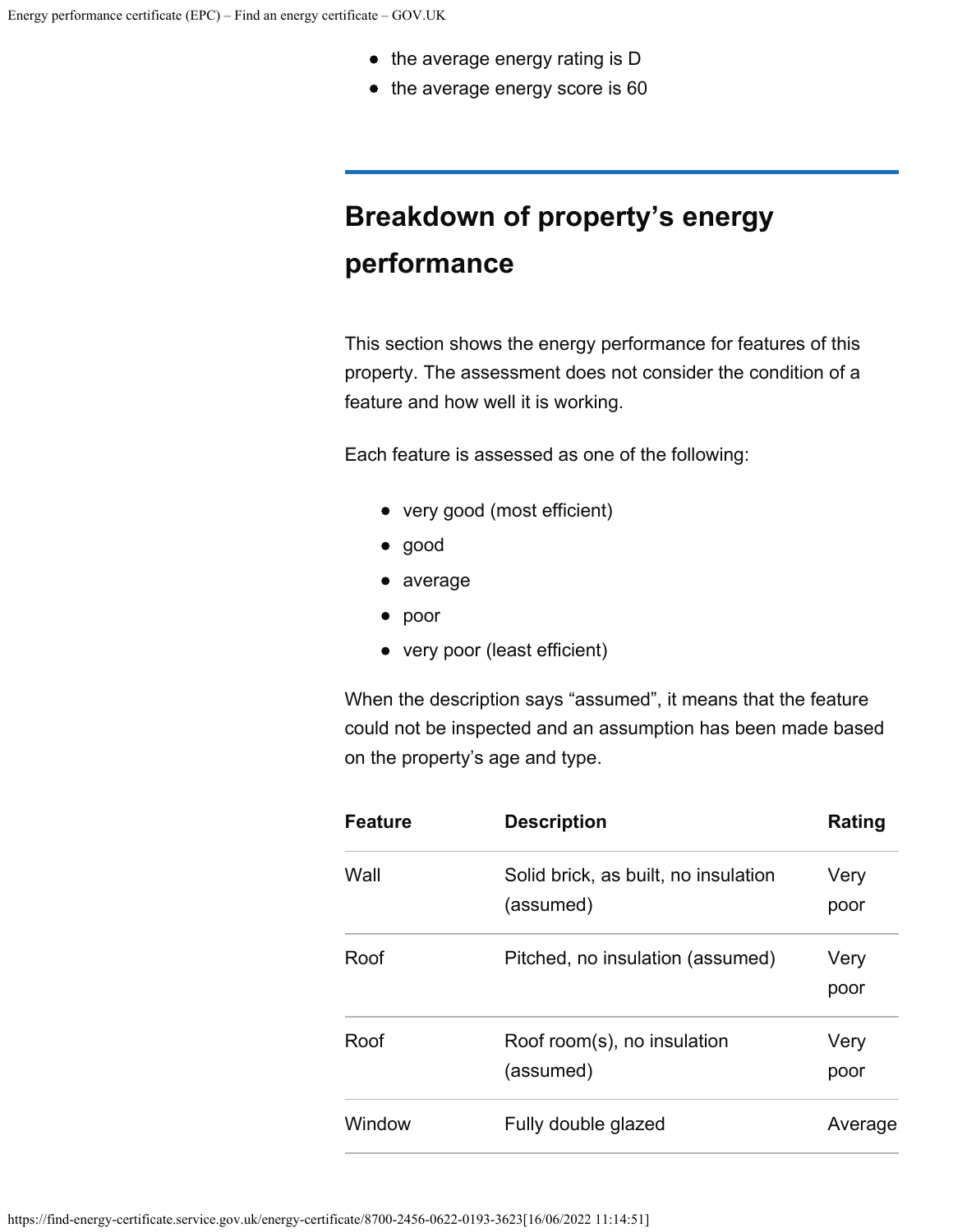- the average energy rating is D
- the average energy score is 60

## Breakdown of property’s energy performance

This section shows the energy performance for features of this property. The assessment does not consider the condition of a feature and how well it is working.

Each feature is assessed as one of the following:

- very good (most efficient)
- good
- average
- poor
- very poor (least efficient)

When the description says “assumed”, it means that the feature could not be inspected and an assumption has been made based on the property’s age and type.

| Feature | Description | Rating |
|---|---|---|
| Wall | Solid brick, as built, no insulation (assumed) | Very poor |
| Roof | Pitched, no insulation (assumed) | Very poor |
| Roof | Roof room(s), no insulation (assumed) | Very poor |
| Window | Fully double glazed | Average |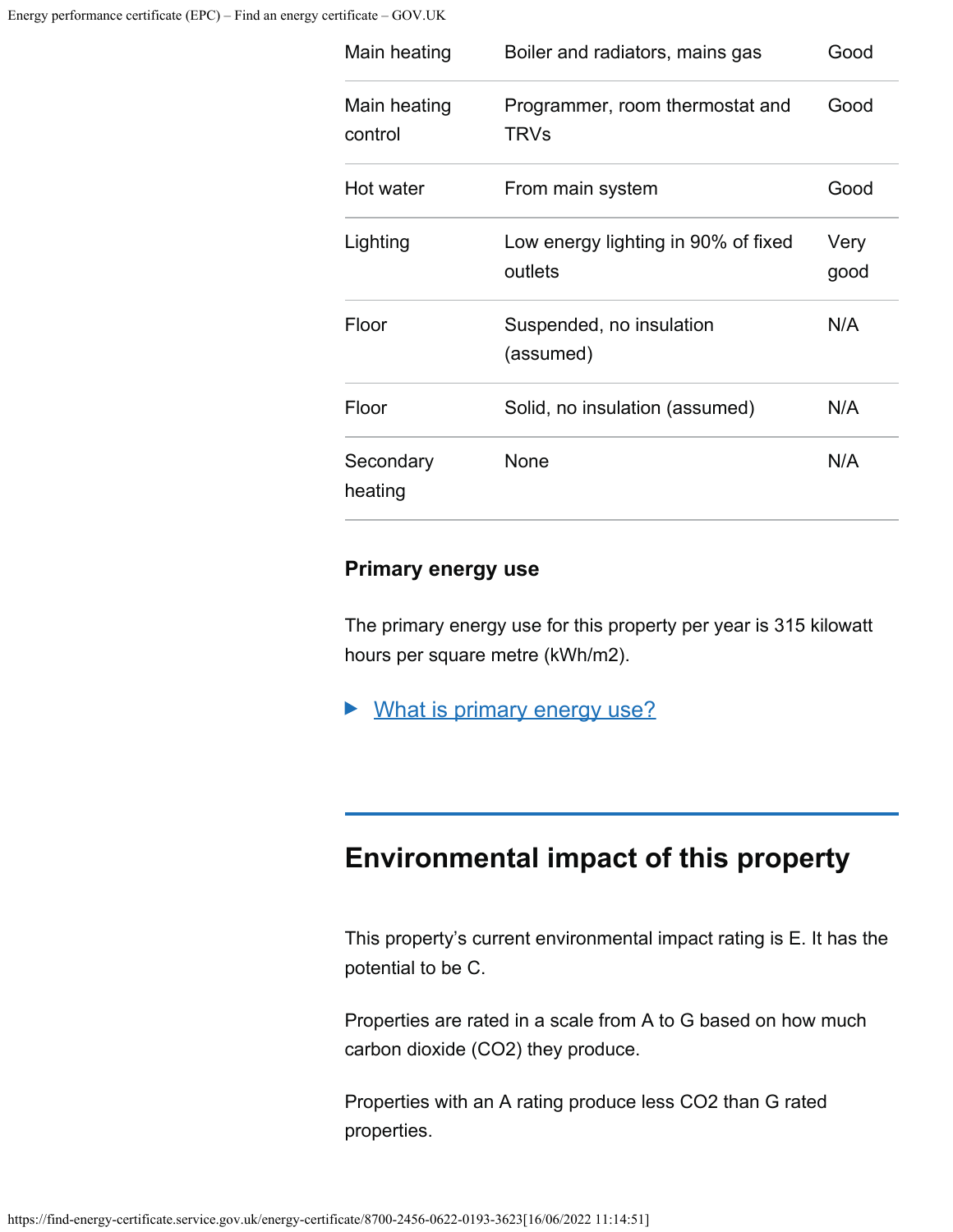| | | |
|---|---|---|
| Main heating | Boiler and radiators, mains gas | Good |
| Main heating control | Programmer, room thermostat and TRVs | Good |
| Hot water | From main system | Good |
| Lighting | Low energy lighting in 90% of fixed outlets | Very good |
| Floor | Suspended, no insulation (assumed) | N/A |
| Floor | Solid, no insulation (assumed) | N/A |
| Secondary heating | None | N/A |

### Primary energy use

The primary energy use for this property per year is 315 kilowatt hours per square metre (kWh/m2).

▶ What is primary energy use?

## Environmental impact of this property

This property's current environmental impact rating is E. It has the potential to be C.

Properties are rated in a scale from A to G based on how much carbon dioxide ($CO_2$) they produce.

Properties with an A rating produce less $CO_2$ than G rated properties.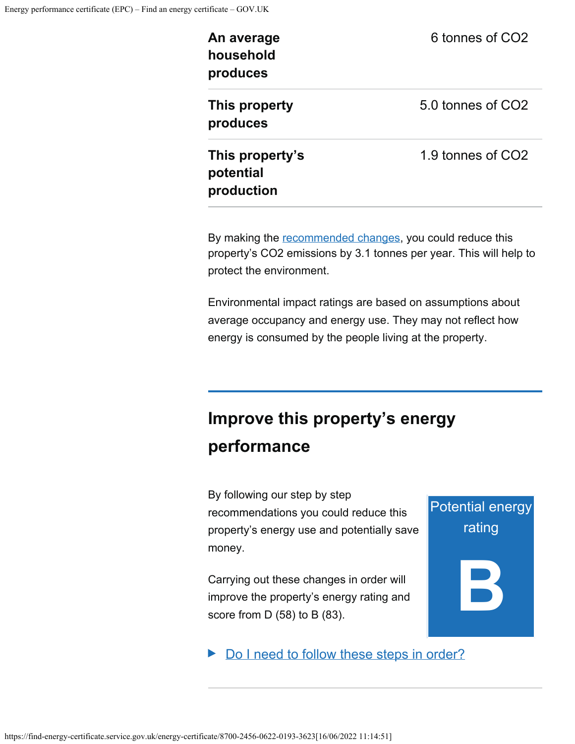| | |
|---|---|
| **An average household produces** | 6 tonnes of $CO_2$ |
| **This property produces** | 5.0 tonnes of $CO_2$ |
| **This property's potential production** | 1.9 tonnes of $CO_2$ |

By making the recommended changes, you could reduce this property's $CO_2$ emissions by 3.1 tonnes per year. This will help to protect the environment.

Environmental impact ratings are based on assumptions about average occupancy and energy use. They may not reflect how energy is consumed by the people living at the property.

## Improve this property's energy performance

By following our step by step recommendations you could reduce this property's energy use and potentially save money.

Carrying out these changes in order will improve the property's energy rating and score from D (58) to B (83).

Potential energy rating

**B**

▶ Do I need to follow these steps in order?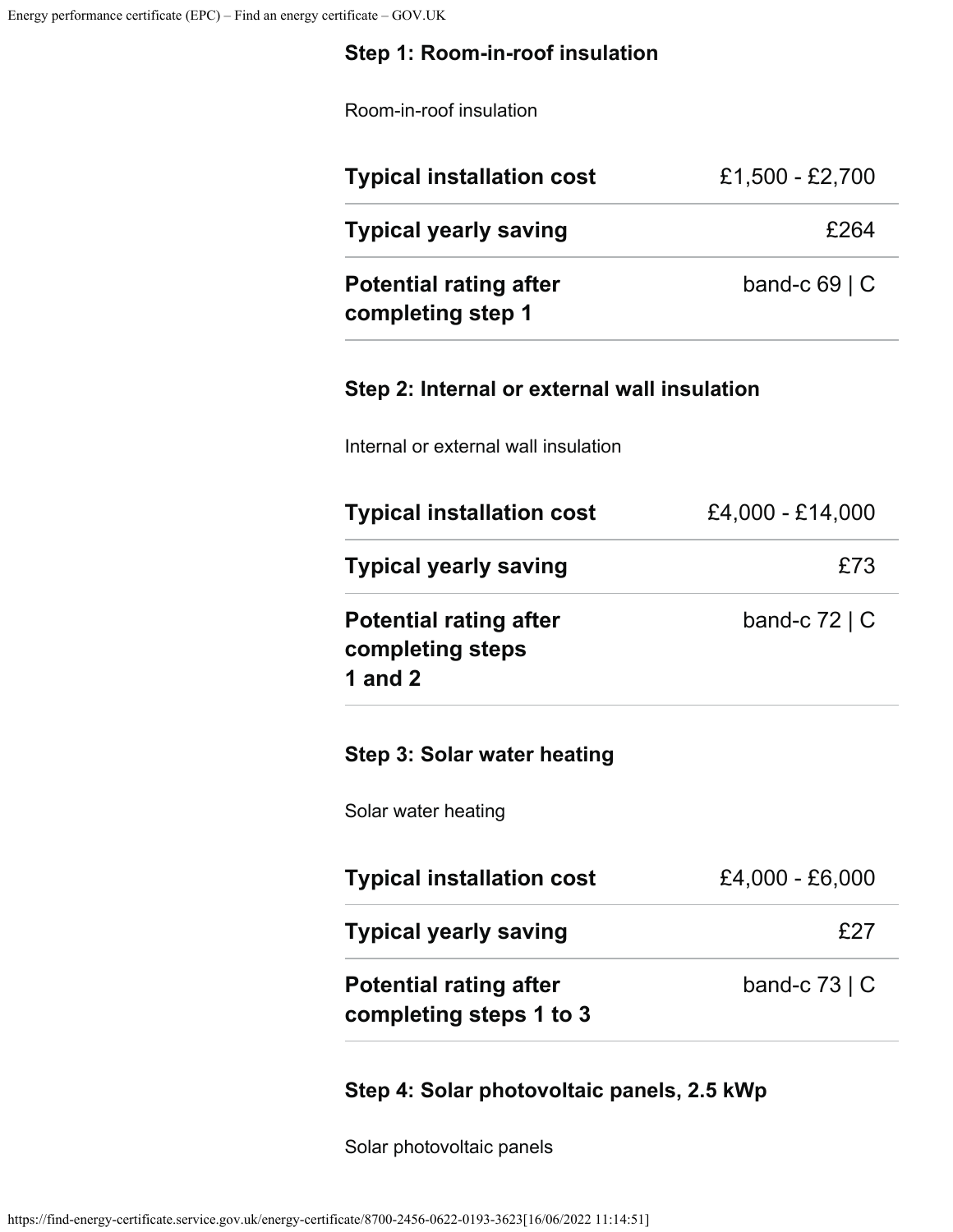#### Step 1: Room-in-roof insulation

Room-in-roof insulation

| | |
|---|---|
| **Typical installation cost** | £1,500 - £2,700 |
| **Typical yearly saving** | £264 |
| **Potential rating after completing step 1** | band-c 69 \| C |

#### Step 2: Internal or external wall insulation

Internal or external wall insulation

| | |
|---|---|
| **Typical installation cost** | £4,000 - £14,000 |
| **Typical yearly saving** | £73 |
| **Potential rating after completing steps 1 and 2** | band-c 72 \| C |

#### Step 3: Solar water heating

Solar water heating

| | |
|---|---|
| **Typical installation cost** | £4,000 - £6,000 |
| **Typical yearly saving** | £27 |
| **Potential rating after completing steps 1 to 3** | band-c 73 \| C |

#### Step 4: Solar photovoltaic panels, 2.5 kWp

Solar photovoltaic panels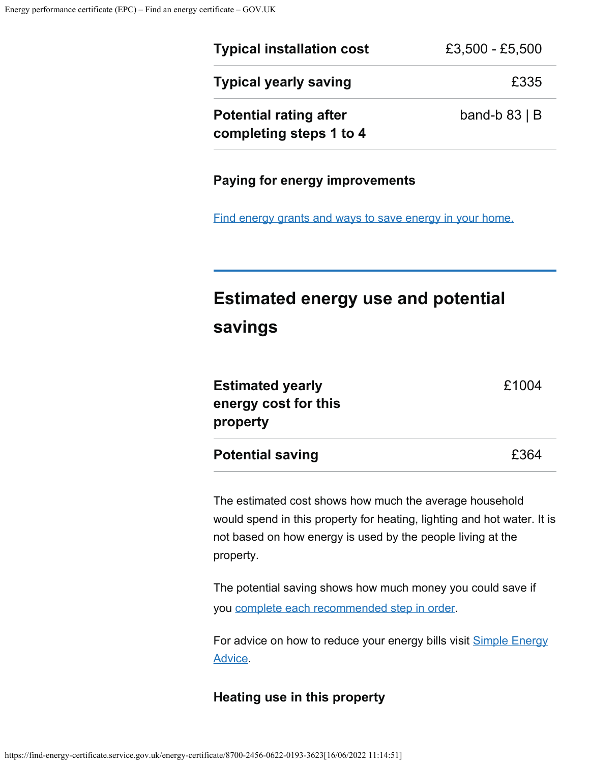| | |
|---|---|
| **Typical installation cost** | £3,500 - £5,500 |
| **Typical yearly saving** | £335 |
| **Potential rating after completing steps 1 to 4** | band-b 83 \| B |

### Paying for energy improvements

[Find energy grants and ways to save energy in your home.]()

## Estimated energy use and potential savings

| | |
|---|---|
| **Estimated yearly energy cost for this property** | £1004 |
| **Potential saving** | £364 |

The estimated cost shows how much the average household would spend in this property for heating, lighting and hot water. It is not based on how energy is used by the people living at the property.

The potential saving shows how much money you could save if you [complete each recommended step in order]().

For advice on how to reduce your energy bills visit [Simple Energy Advice]().

### Heating use in this property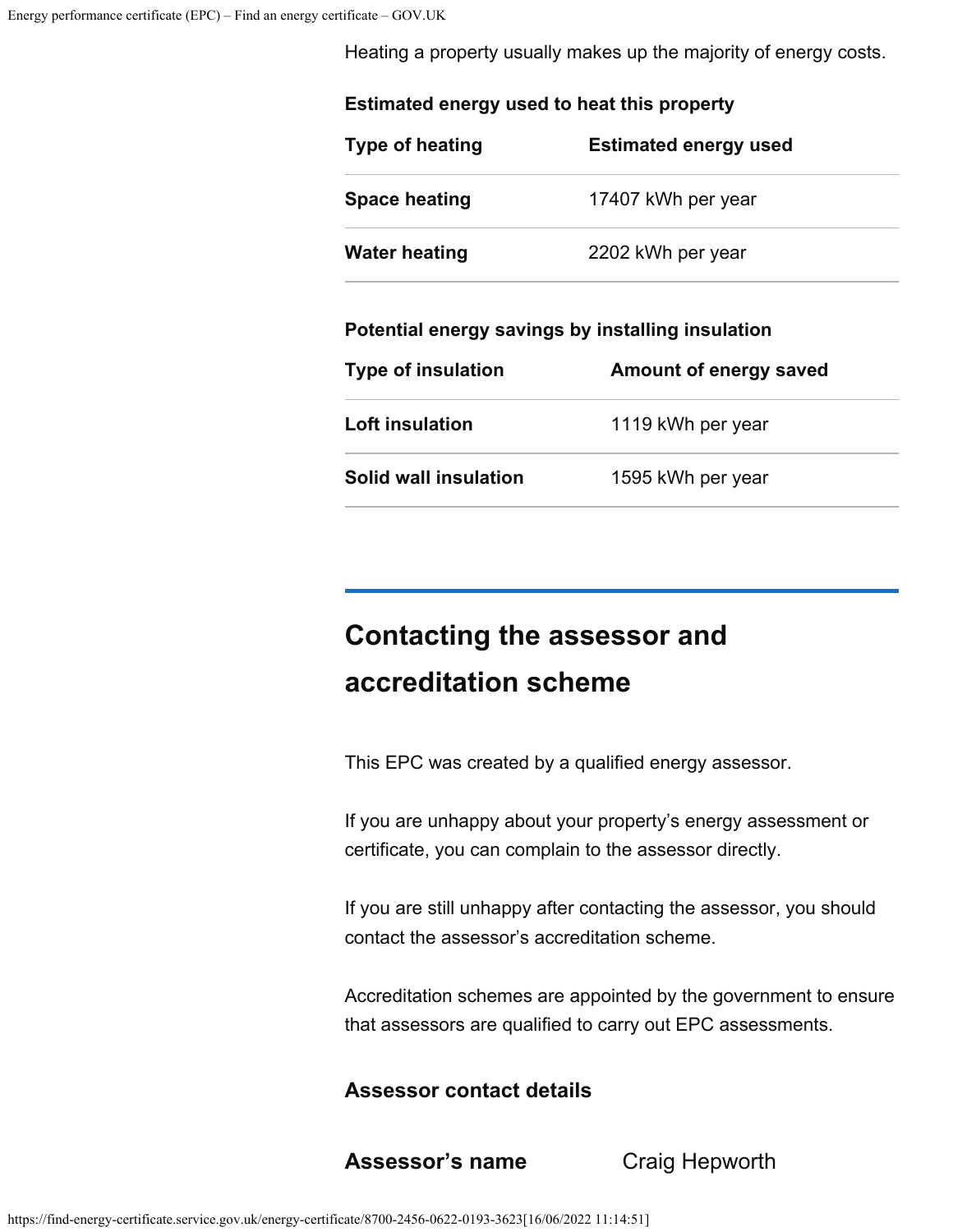Heating a property usually makes up the majority of energy costs.

**Estimated energy used to heat this property**

| Type of heating | Estimated energy used |
| --- | --- |
| **Space heating** | 17407 kWh per year |
| **Water heating** | 2202 kWh per year |

**Potential energy savings by installing insulation**

| Type of insulation | Amount of energy saved |
| --- | --- |
| **Loft insulation** | 1119 kWh per year |
| **Solid wall insulation** | 1595 kWh per year |

## Contacting the assessor and accreditation scheme

This EPC was created by a qualified energy assessor.

If you are unhappy about your property's energy assessment or certificate, you can complain to the assessor directly.

If you are still unhappy after contacting the assessor, you should contact the assessor's accreditation scheme.

Accreditation schemes are appointed by the government to ensure that assessors are qualified to carry out EPC assessments.

### Assessor contact details

| | |
| --- | --- |
| **Assessor's name** | Craig Hepworth |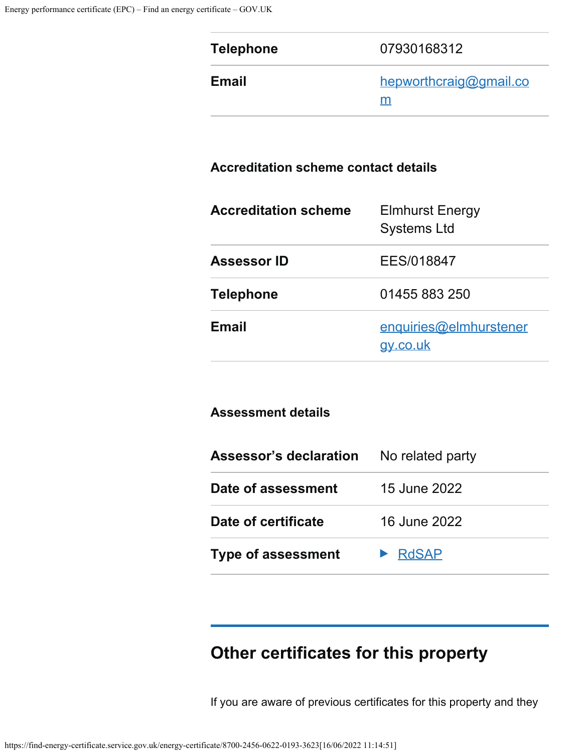| | |
|---|---|
| **Telephone** | 07930168312 |
| **Email** | hepworthcraig@gmail.com |

### Accreditation scheme contact details

| | |
|---|---|
| **Accreditation scheme** | Elmhurst Energy Systems Ltd |
| **Assessor ID** | EES/018847 |
| **Telephone** | 01455 883 250 |
| **Email** | enquiries@elmhurstenergy.co.uk |

### Assessment details

| | |
|---|---|
| **Assessor's declaration** | No related party |
| **Date of assessment** | 15 June 2022 |
| **Date of certificate** | 16 June 2022 |
| **Type of assessment** | ▶ RdSAP |

## Other certificates for this property

If you are aware of previous certificates for this property and they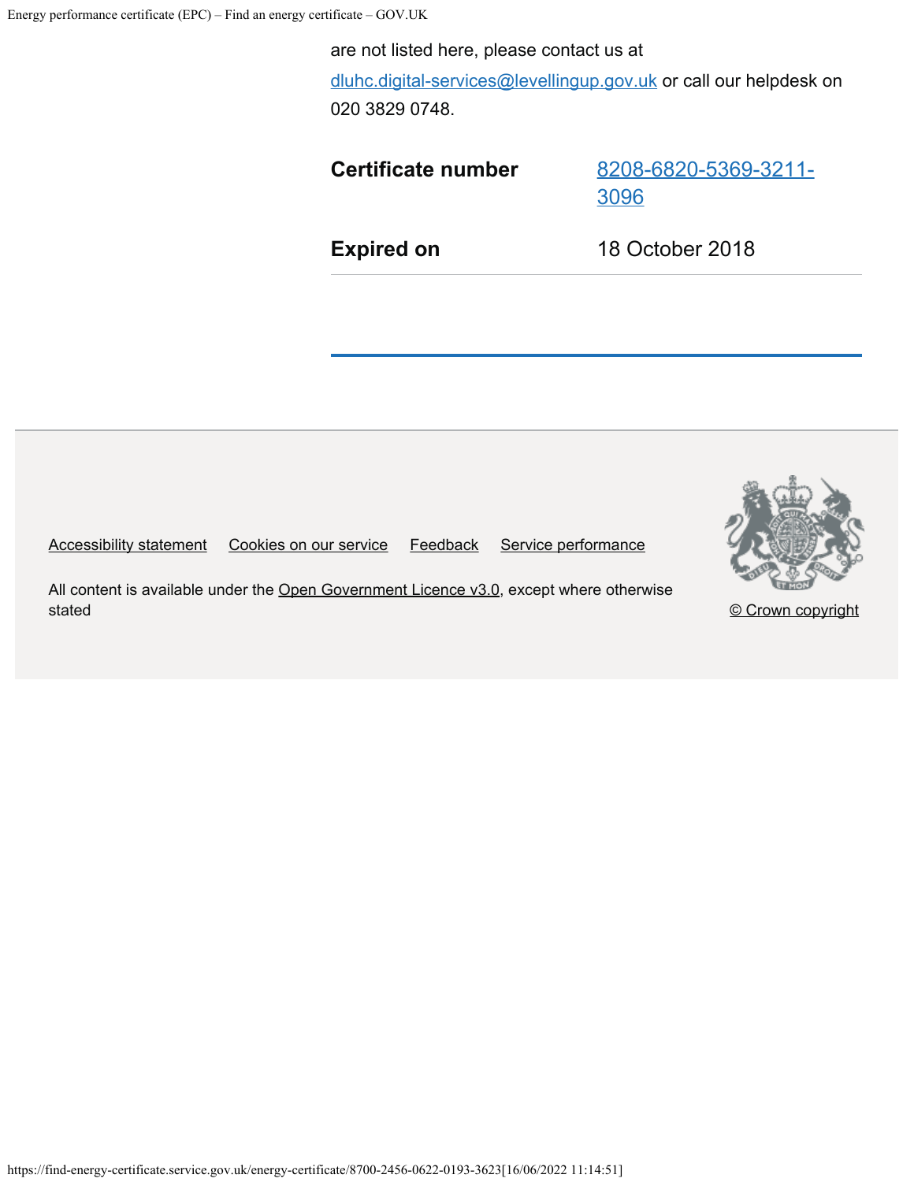are not listed here, please contact us at dluhc.digital-services@levellingup.gov.uk or call our helpdesk on 020 3829 0748.

| | |
|---|---|
| **Certificate number** | 8208-6820-5369-3211-3096 |
| **Expired on** | 18 October 2018 |

Accessibility statement Cookies on our service Feedback Service performance

All content is available under the Open Government Licence v3.0, except where otherwise stated

© Crown copyright